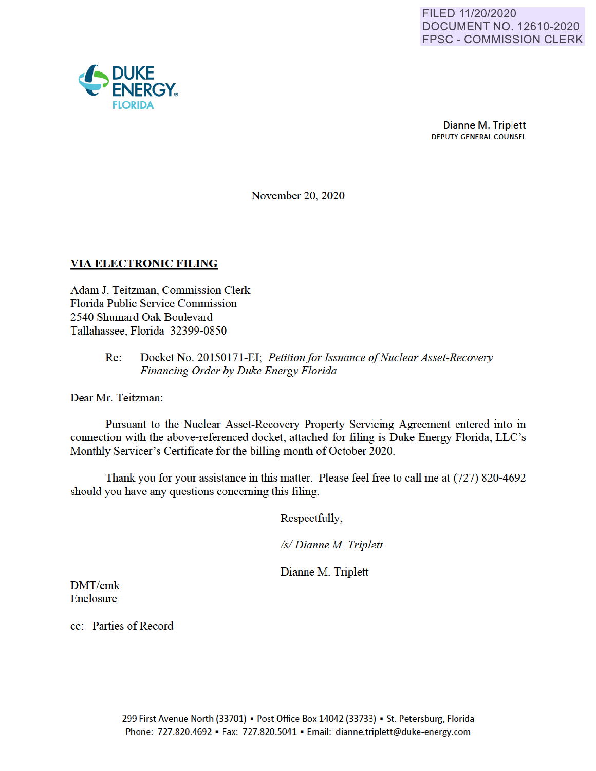FILED 11/20/2020
DOCUMENT NO. 12610-2020
FPSC - COMMISSION CLERK

DUKE ENERGY
FLORIDA

**Dianne M. Triplett**
DEPUTY GENERAL COUNSEL

November 20, 2020

**VIA ELECTRONIC FILING**

Adam J. Teitzman, Commission Clerk
Florida Public Service Commission
2540 Shumard Oak Boulevard
Tallahassee, Florida 32399-0850

Re: Docket No. 20150171-EI; *Petition for Issuance of Nuclear Asset-Recovery Financing Order by Duke Energy Florida*

Dear Mr. Teitzman:

Pursuant to the Nuclear Asset-Recovery Property Servicing Agreement entered into in connection with the above-referenced docket, attached for filing is Duke Energy Florida, LLC's Monthly Servicer's Certificate for the billing month of October 2020.

Thank you for your assistance in this matter. Please feel free to call me at (727) 820-4692 should you have any questions concerning this filing.

Respectfully,

*/s/ Dianne M. Triplett*

Dianne M. Triplett

DMT/cmk
Enclosure

cc: Parties of Record

299 First Avenue North (33701) ▪ Post Office Box 14042 (33733) ▪ St. Petersburg, Florida
Phone: 727.820.4692 ▪ Fax: 727.820.5041 ▪ Email: dianne.triplett@duke-energy.com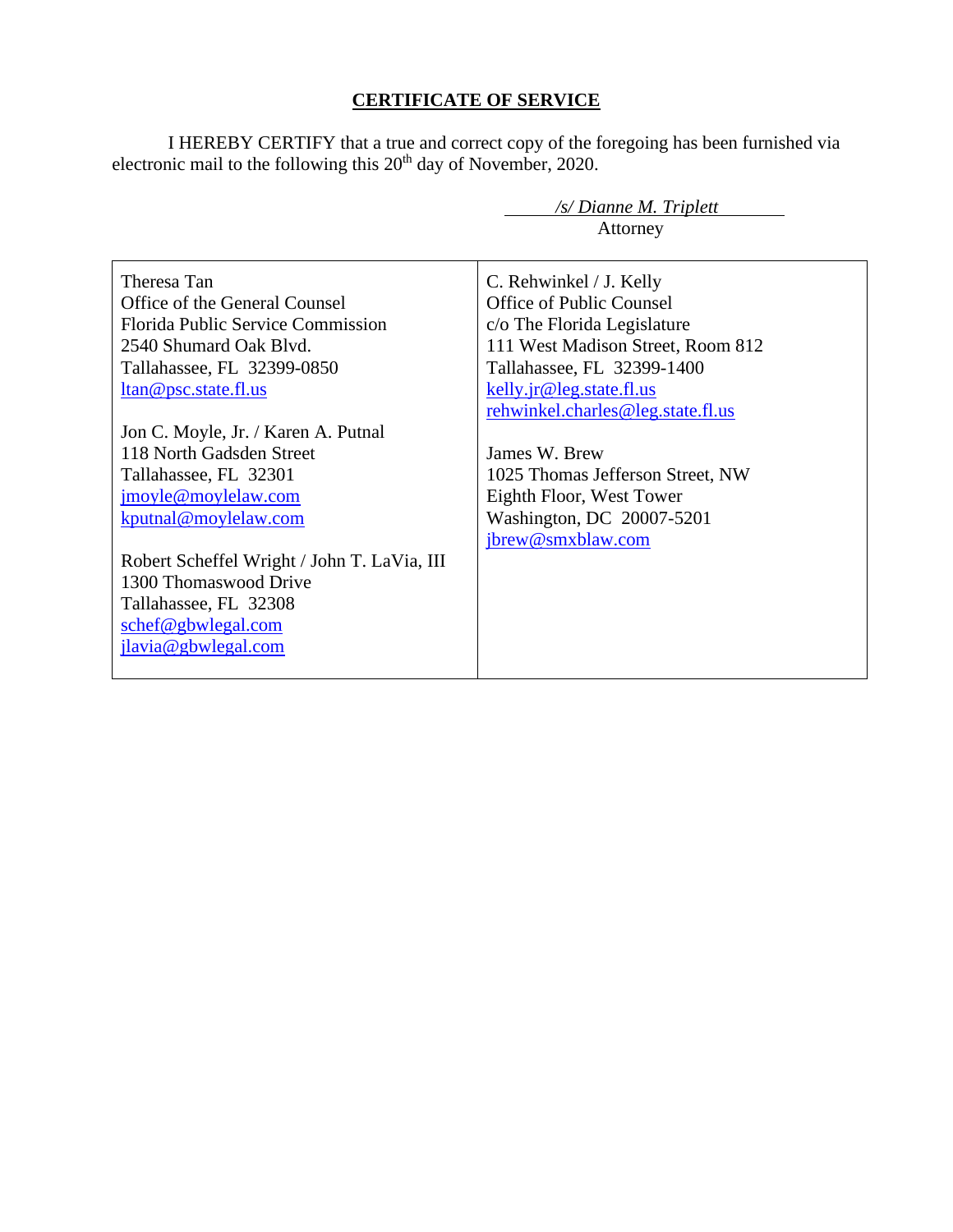## CERTIFICATE OF SERVICE

I HEREBY CERTIFY that a true and correct copy of the foregoing has been furnished via electronic mail to the following this 20th day of November, 2020.

*/s/ Dianne M. Triplett*
Attorney

| | |
|---|---|
| Theresa Tan<br>Office of the General Counsel<br>Florida Public Service Commission<br>2540 Shumard Oak Blvd.<br>Tallahassee, FL 32399-0850<br>ltan@psc.state.fl.us<br><br>Jon C. Moyle, Jr. / Karen A. Putnal<br>118 North Gadsden Street<br>Tallahassee, FL 32301<br>jmoyle@moylelaw.com<br>kputnal@moylelaw.com<br><br>Robert Scheffel Wright / John T. LaVia, III<br>1300 Thomaswood Drive<br>Tallahassee, FL 32308<br>schef@gbwlegal.com<br>jlavia@gbwlegal.com | C. Rehwinkel / J. Kelly<br>Office of Public Counsel<br>c/o The Florida Legislature<br>111 West Madison Street, Room 812<br>Tallahassee, FL 32399-1400<br>kelly.jr@leg.state.fl.us<br>rehwinkel.charles@leg.state.fl.us<br><br>James W. Brew<br>1025 Thomas Jefferson Street, NW<br>Eighth Floor, West Tower<br>Washington, DC 20007-5201<br>jbrew@smxblaw.com |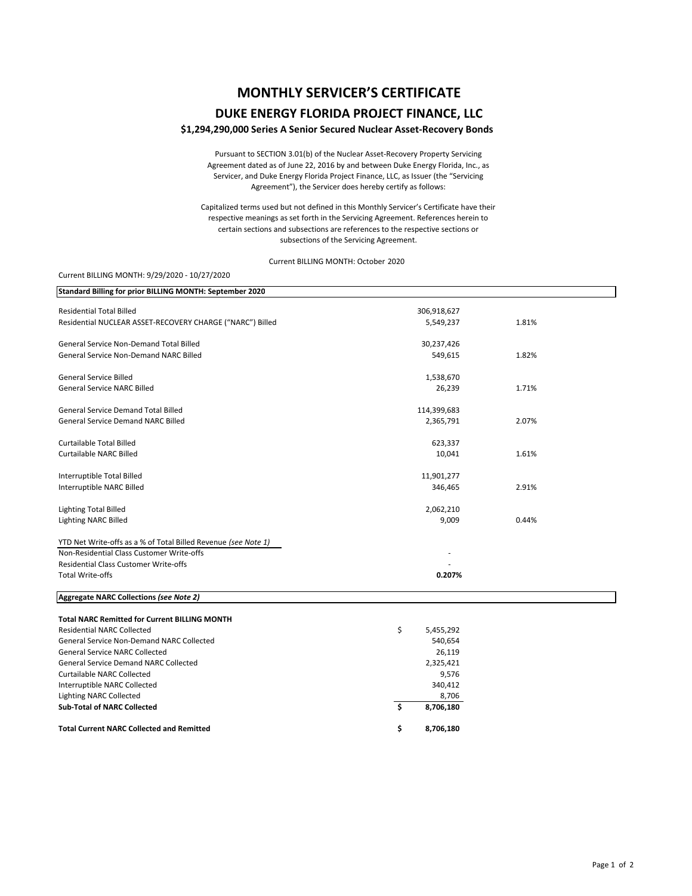# MONTHLY SERVICER'S CERTIFICATE

## DUKE ENERGY FLORIDA PROJECT FINANCE, LLC

### $1,294,290,000 Series A Senior Secured Nuclear Asset-Recovery Bonds

Pursuant to SECTION 3.01(b) of the Nuclear Asset-Recovery Property Servicing Agreement dated as of June 22, 2016 by and between Duke Energy Florida, Inc., as Servicer, and Duke Energy Florida Project Finance, LLC, as Issuer (the "Servicing Agreement"), the Servicer does hereby certify as follows:

Capitalized terms used but not defined in this Monthly Servicer's Certificate have their respective meanings as set forth in the Servicing Agreement. References herein to certain sections and subsections are references to the respective sections or subsections of the Servicing Agreement.

Current BILLING MONTH: October 2020

Current BILLING MONTH: 9/29/2020 - 10/27/2020

| **Standard Billing for prior BILLING MONTH: September 2020** | | |
|---|---|---|
| Residential Total Billed | 306,918,627 | |
| Residential NUCLEAR ASSET-RECOVERY CHARGE ("NARC") Billed | 5,549,237 | 1.81% |
| | | |
| General Service Non-Demand Total Billed | 30,237,426 | |
| General Service Non-Demand NARC Billed | 549,615 | 1.82% |
| | | |
| General Service Billed | 1,538,670 | |
| General Service NARC Billed | 26,239 | 1.71% |
| | | |
| General Service Demand Total Billed | 114,399,683 | |
| General Service Demand NARC Billed | 2,365,791 | 2.07% |
| | | |
| Curtailable Total Billed | 623,337 | |
| Curtailable NARC Billed | 10,041 | 1.61% |
| | | |
| Interruptible Total Billed | 11,901,277 | |
| Interruptible NARC Billed | 346,465 | 2.91% |
| | | |
| Lighting Total Billed | 2,062,210 | |
| Lighting NARC Billed | 9,009 | 0.44% |
| | | |
| YTD Net Write-offs as a % of Total Billed Revenue *(see Note 1)* | | |
| Non-Residential Class Customer Write-offs | - | |
| Residential Class Customer Write-offs | - | |
| Total Write-offs | **0.207%** | |

| **Aggregate NARC Collections *(see Note 2)*** | |
|---|---|
| **Total NARC Remitted for Current BILLING MONTH** | |
| Residential NARC Collected | $ 5,455,292 |
| General Service Non-Demand NARC Collected | 540,654 |
| General Service NARC Collected | 26,119 |
| General Service Demand NARC Collected | 2,325,421 |
| Curtailable NARC Collected | 9,576 |
| Interruptible NARC Collected | 340,412 |
| Lighting NARC Collected | 8,706 |
| **Sub-Total of NARC Collected** | **$ 8,706,180** |
| | |
| **Total Current NARC Collected and Remitted** | **$ 8,706,180** |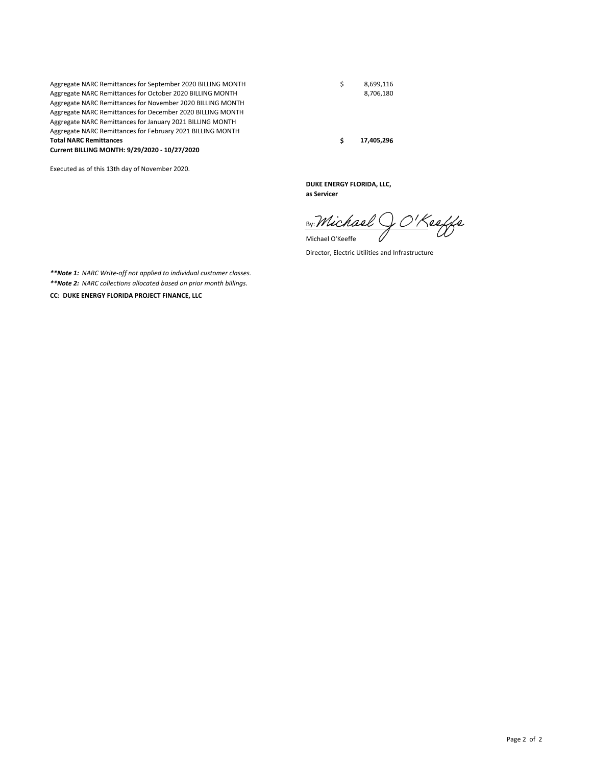| | | |
|---|---|---|
| Aggregate NARC Remittances for September 2020 BILLING MONTH | $ | 8,699,116 |
| Aggregate NARC Remittances for October 2020 BILLING MONTH | | 8,706,180 |
| Aggregate NARC Remittances for November 2020 BILLING MONTH | | |
| Aggregate NARC Remittances for December 2020 BILLING MONTH | | |
| Aggregate NARC Remittances for January 2021 BILLING MONTH | | |
| Aggregate NARC Remittances for February 2021 BILLING MONTH | | |
| **Total NARC Remittances** | **$** | **17,405,296** |
| **Current BILLING MONTH: 9/29/2020 - 10/27/2020** | | |

Executed as of this 13th day of November 2020.

**DUKE ENERGY FLORIDA, LLC,**
**as Servicer**

By: Michael J O'Keeffe

Michael O'Keeffe

Director, Electric Utilities and Infrastructure

***\*\*Note 1:*** *NARC Write-off not applied to individual customer classes.*

***\*\*Note 2:*** *NARC collections allocated based on prior month billings.*

**CC: DUKE ENERGY FLORIDA PROJECT FINANCE, LLC**